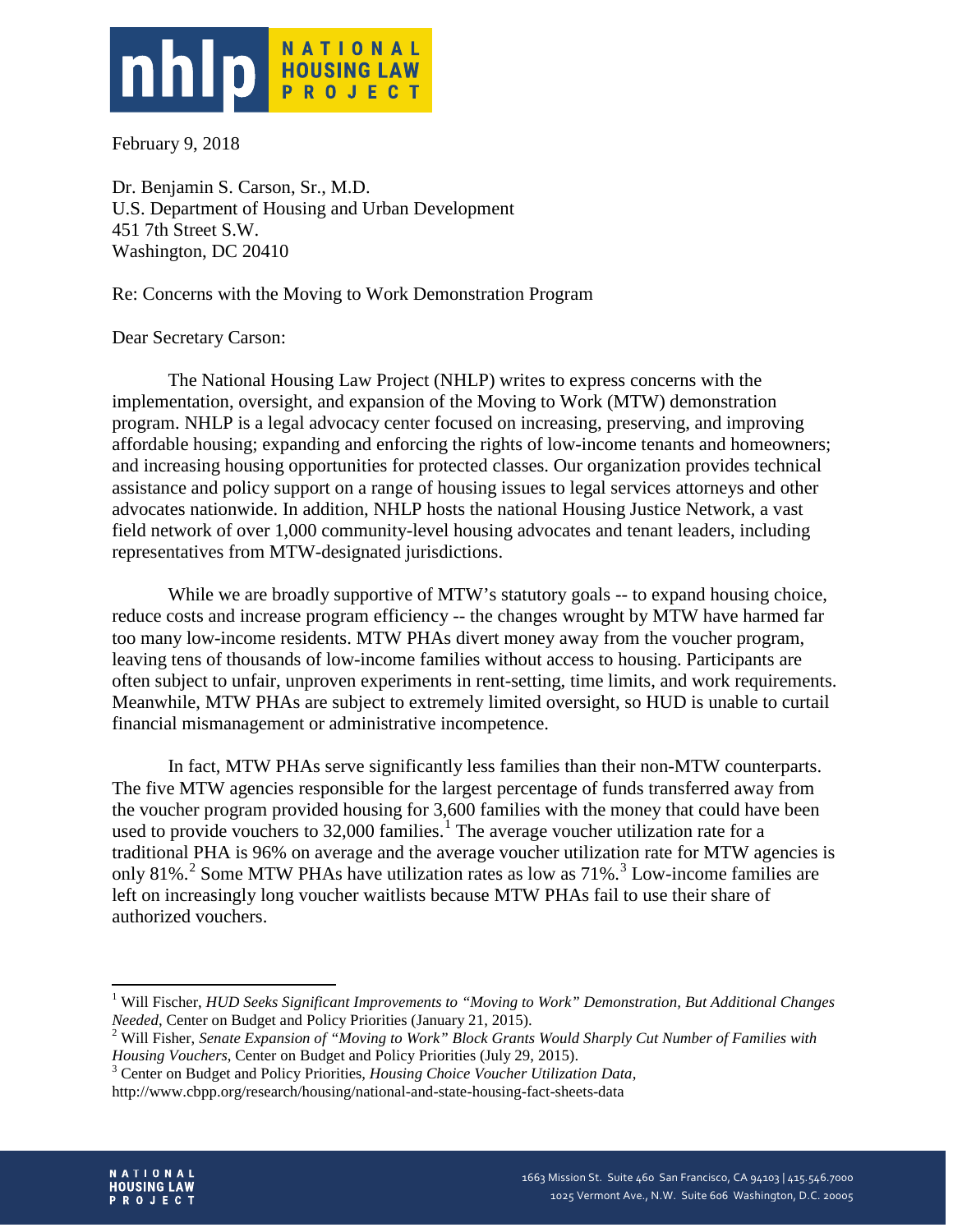February 9, 2018

Dr. Benjamin S. Carson, Sr., M.D.
U.S. Department of Housing and Urban Development
451 7th Street S.W.
Washington, DC 20410

Re: Concerns with the Moving to Work Demonstration Program

Dear Secretary Carson:

The National Housing Law Project (NHLP) writes to express concerns with the implementation, oversight, and expansion of the Moving to Work (MTW) demonstration program. NHLP is a legal advocacy center focused on increasing, preserving, and improving affordable housing; expanding and enforcing the rights of low-income tenants and homeowners; and increasing housing opportunities for protected classes. Our organization provides technical assistance and policy support on a range of housing issues to legal services attorneys and other advocates nationwide. In addition, NHLP hosts the national Housing Justice Network, a vast field network of over 1,000 community-level housing advocates and tenant leaders, including representatives from MTW-designated jurisdictions.

While we are broadly supportive of MTW's statutory goals -- to expand housing choice, reduce costs and increase program efficiency -- the changes wrought by MTW have harmed far too many low-income residents. MTW PHAs divert money away from the voucher program, leaving tens of thousands of low-income families without access to housing. Participants are often subject to unfair, unproven experiments in rent-setting, time limits, and work requirements. Meanwhile, MTW PHAs are subject to extremely limited oversight, so HUD is unable to curtail financial mismanagement or administrative incompetence.

In fact, MTW PHAs serve significantly less families than their non-MTW counterparts. The five MTW agencies responsible for the largest percentage of funds transferred away from the voucher program provided housing for 3,600 families with the money that could have been used to provide vouchers to 32,000 families.[1] The average voucher utilization rate for a traditional PHA is 96% on average and the average voucher utilization rate for MTW agencies is only 81%.[2] Some MTW PHAs have utilization rates as low as 71%.[3] Low-income families are left on increasingly long voucher waitlists because MTW PHAs fail to use their share of authorized vouchers.

---

[1] Will Fischer, *HUD Seeks Significant Improvements to "Moving to Work" Demonstration, But Additional Changes Needed*, Center on Budget and Policy Priorities (January 21, 2015).

[2] Will Fisher, *Senate Expansion of "Moving to Work" Block Grants Would Sharply Cut Number of Families with Housing Vouchers*, Center on Budget and Policy Priorities (July 29, 2015).

[3] Center on Budget and Policy Priorities, *Housing Choice Voucher Utilization Data*, http://www.cbpp.org/research/housing/national-and-state-housing-fact-sheets-data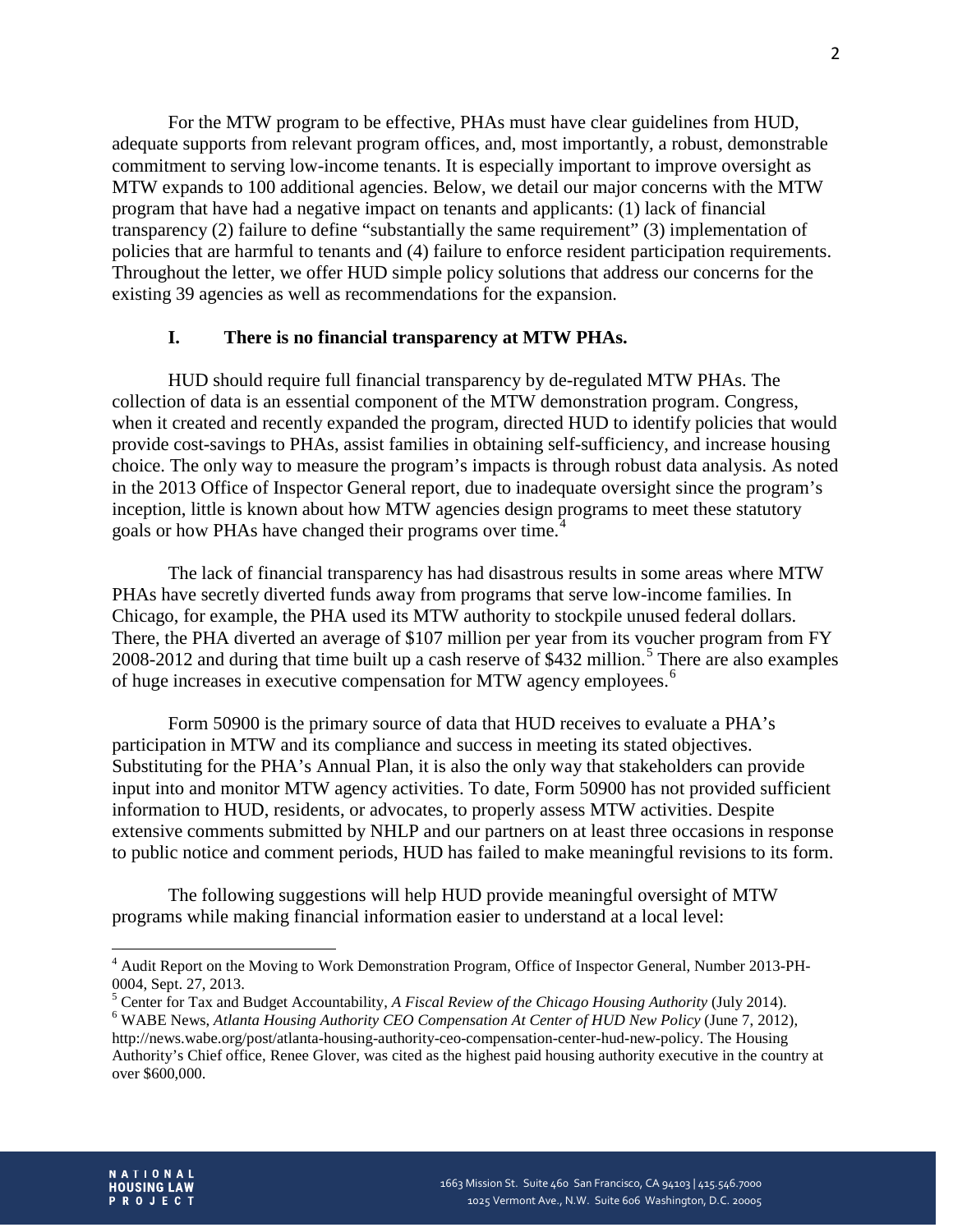For the MTW program to be effective, PHAs must have clear guidelines from HUD, adequate supports from relevant program offices, and, most importantly, a robust, demonstrable commitment to serving low-income tenants. It is especially important to improve oversight as MTW expands to 100 additional agencies. Below, we detail our major concerns with the MTW program that have had a negative impact on tenants and applicants: (1) lack of financial transparency (2) failure to define "substantially the same requirement" (3) implementation of policies that are harmful to tenants and (4) failure to enforce resident participation requirements. Throughout the letter, we offer HUD simple policy solutions that address our concerns for the existing 39 agencies as well as recommendations for the expansion.

## I. There is no financial transparency at MTW PHAs.

HUD should require full financial transparency by de-regulated MTW PHAs. The collection of data is an essential component of the MTW demonstration program. Congress, when it created and recently expanded the program, directed HUD to identify policies that would provide cost-savings to PHAs, assist families in obtaining self-sufficiency, and increase housing choice. The only way to measure the program's impacts is through robust data analysis. As noted in the 2013 Office of Inspector General report, due to inadequate oversight since the program's inception, little is known about how MTW agencies design programs to meet these statutory goals or how PHAs have changed their programs over time.[4]

The lack of financial transparency has had disastrous results in some areas where MTW PHAs have secretly diverted funds away from programs that serve low-income families. In Chicago, for example, the PHA used its MTW authority to stockpile unused federal dollars. There, the PHA diverted an average of $107 million per year from its voucher program from FY 2008-2012 and during that time built up a cash reserve of $432 million.[5] There are also examples of huge increases in executive compensation for MTW agency employees.[6]

Form 50900 is the primary source of data that HUD receives to evaluate a PHA's participation in MTW and its compliance and success in meeting its stated objectives. Substituting for the PHA's Annual Plan, it is also the only way that stakeholders can provide input into and monitor MTW agency activities. To date, Form 50900 has not provided sufficient information to HUD, residents, or advocates, to properly assess MTW activities. Despite extensive comments submitted by NHLP and our partners on at least three occasions in response to public notice and comment periods, HUD has failed to make meaningful revisions to its form.

The following suggestions will help HUD provide meaningful oversight of MTW programs while making financial information easier to understand at a local level:

---

[4] Audit Report on the Moving to Work Demonstration Program, Office of Inspector General, Number 2013-PH-0004, Sept. 27, 2013.

[5] Center for Tax and Budget Accountability, *A Fiscal Review of the Chicago Housing Authority* (July 2014).

[6] WABE News, *Atlanta Housing Authority CEO Compensation At Center of HUD New Policy* (June 7, 2012), http://news.wabe.org/post/atlanta-housing-authority-ceo-compensation-center-hud-new-policy. The Housing Authority's Chief office, Renee Glover, was cited as the highest paid housing authority executive in the country at over $600,000.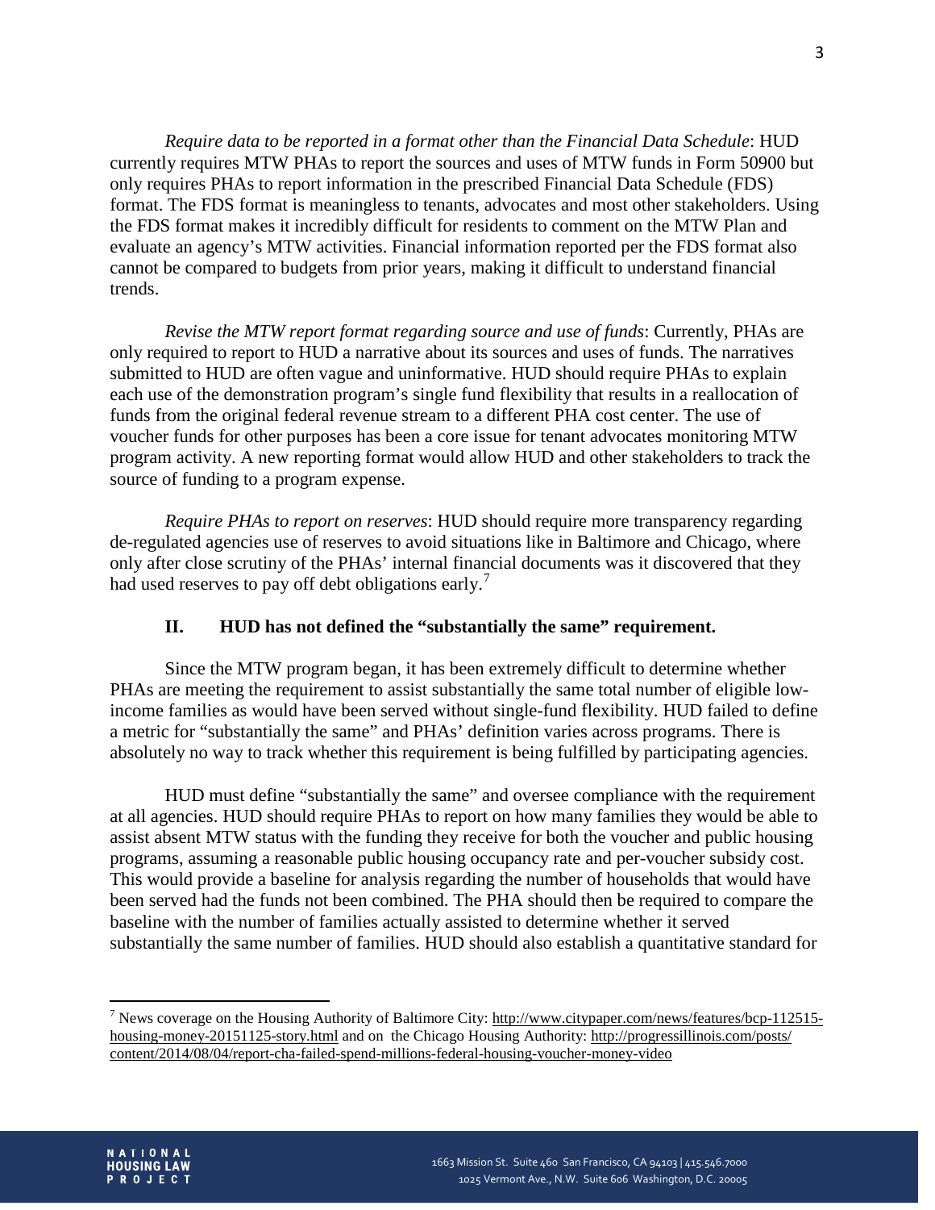*Require data to be reported in a format other than the Financial Data Schedule*: HUD currently requires MTW PHAs to report the sources and uses of MTW funds in Form 50900 but only requires PHAs to report information in the prescribed Financial Data Schedule (FDS) format. The FDS format is meaningless to tenants, advocates and most other stakeholders. Using the FDS format makes it incredibly difficult for residents to comment on the MTW Plan and evaluate an agency's MTW activities. Financial information reported per the FDS format also cannot be compared to budgets from prior years, making it difficult to understand financial trends.

*Revise the MTW report format regarding source and use of funds*: Currently, PHAs are only required to report to HUD a narrative about its sources and uses of funds. The narratives submitted to HUD are often vague and uninformative. HUD should require PHAs to explain each use of the demonstration program's single fund flexibility that results in a reallocation of funds from the original federal revenue stream to a different PHA cost center. The use of voucher funds for other purposes has been a core issue for tenant advocates monitoring MTW program activity. A new reporting format would allow HUD and other stakeholders to track the source of funding to a program expense.

*Require PHAs to report on reserves*: HUD should require more transparency regarding de-regulated agencies use of reserves to avoid situations like in Baltimore and Chicago, where only after close scrutiny of the PHAs' internal financial documents was it discovered that they had used reserves to pay off debt obligations early.[7]

## II. HUD has not defined the "substantially the same" requirement.

Since the MTW program began, it has been extremely difficult to determine whether PHAs are meeting the requirement to assist substantially the same total number of eligible low-income families as would have been served without single-fund flexibility. HUD failed to define a metric for "substantially the same" and PHAs' definition varies across programs. There is absolutely no way to track whether this requirement is being fulfilled by participating agencies.

HUD must define "substantially the same" and oversee compliance with the requirement at all agencies. HUD should require PHAs to report on how many families they would be able to assist absent MTW status with the funding they receive for both the voucher and public housing programs, assuming a reasonable public housing occupancy rate and per-voucher subsidy cost. This would provide a baseline for analysis regarding the number of households that would have been served had the funds not been combined. The PHA should then be required to compare the baseline with the number of families actually assisted to determine whether it served substantially the same number of families. HUD should also establish a quantitative standard for

---

[7] News coverage on the Housing Authority of Baltimore City: http://www.citypaper.com/news/features/bcp-112515-housing-money-20151125-story.html and on the Chicago Housing Authority: http://progressillinois.com/posts/content/2014/08/04/report-cha-failed-spend-millions-federal-housing-voucher-money-video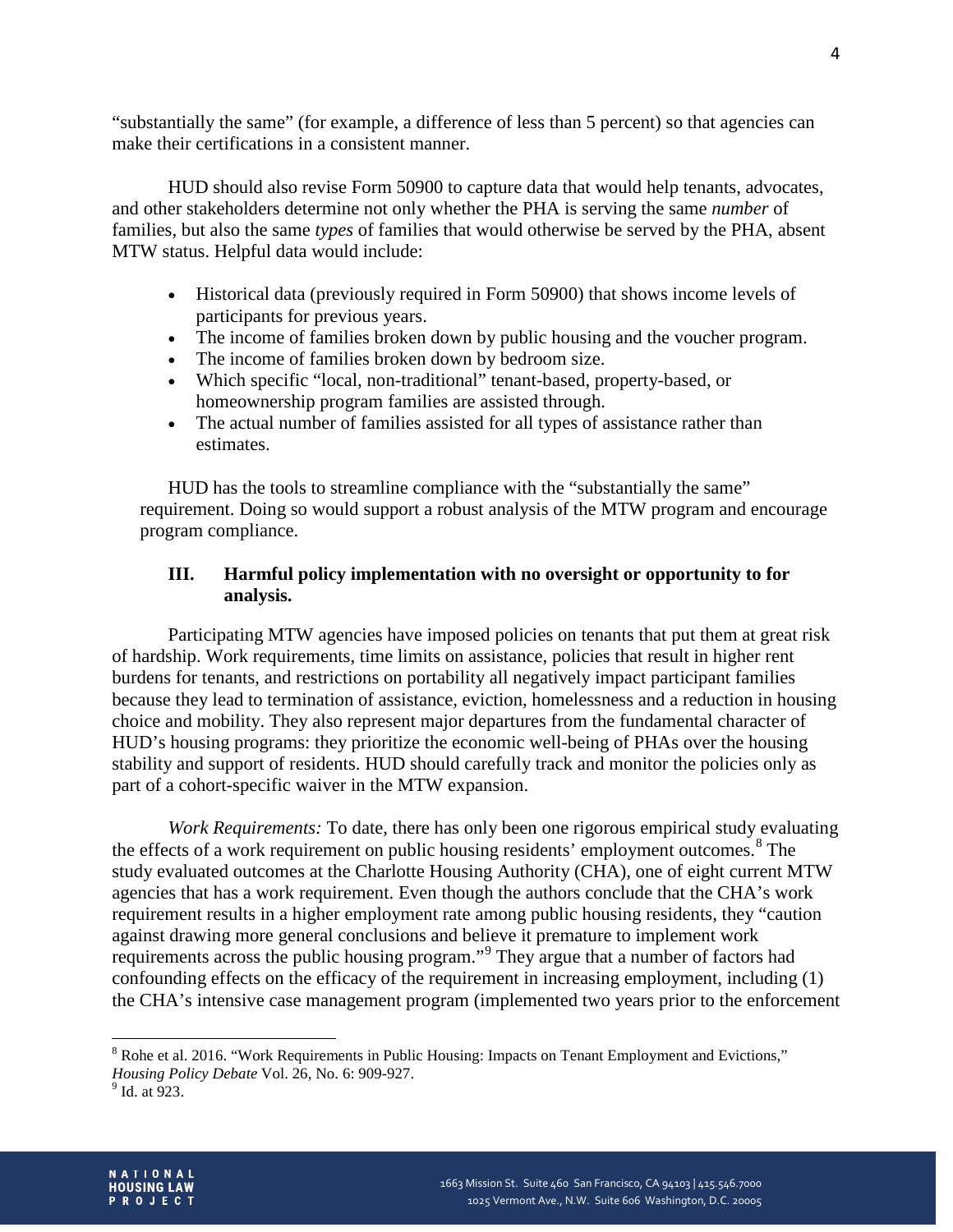"substantially the same" (for example, a difference of less than 5 percent) so that agencies can make their certifications in a consistent manner.

HUD should also revise Form 50900 to capture data that would help tenants, advocates, and other stakeholders determine not only whether the PHA is serving the same *number* of families, but also the same *types* of families that would otherwise be served by the PHA, absent MTW status. Helpful data would include:

- Historical data (previously required in Form 50900) that shows income levels of participants for previous years.
- The income of families broken down by public housing and the voucher program.
- The income of families broken down by bedroom size.
- Which specific "local, non-traditional" tenant-based, property-based, or homeownership program families are assisted through.
- The actual number of families assisted for all types of assistance rather than estimates.

HUD has the tools to streamline compliance with the "substantially the same" requirement. Doing so would support a robust analysis of the MTW program and encourage program compliance.

## III. Harmful policy implementation with no oversight or opportunity to for analysis.

Participating MTW agencies have imposed policies on tenants that put them at great risk of hardship. Work requirements, time limits on assistance, policies that result in higher rent burdens for tenants, and restrictions on portability all negatively impact participant families because they lead to termination of assistance, eviction, homelessness and a reduction in housing choice and mobility. They also represent major departures from the fundamental character of HUD's housing programs: they prioritize the economic well-being of PHAs over the housing stability and support of residents. HUD should carefully track and monitor the policies only as part of a cohort-specific waiver in the MTW expansion.

*Work Requirements:* To date, there has only been one rigorous empirical study evaluating the effects of a work requirement on public housing residents' employment outcomes.[8] The study evaluated outcomes at the Charlotte Housing Authority (CHA), one of eight current MTW agencies that has a work requirement. Even though the authors conclude that the CHA's work requirement results in a higher employment rate among public housing residents, they "caution against drawing more general conclusions and believe it premature to implement work requirements across the public housing program."[9] They argue that a number of factors had confounding effects on the efficacy of the requirement in increasing employment, including (1) the CHA's intensive case management program (implemented two years prior to the enforcement

[8] Rohe et al. 2016. "Work Requirements in Public Housing: Impacts on Tenant Employment and Evictions," *Housing Policy Debate* Vol. 26, No. 6: 909-927.

[9] Id. at 923.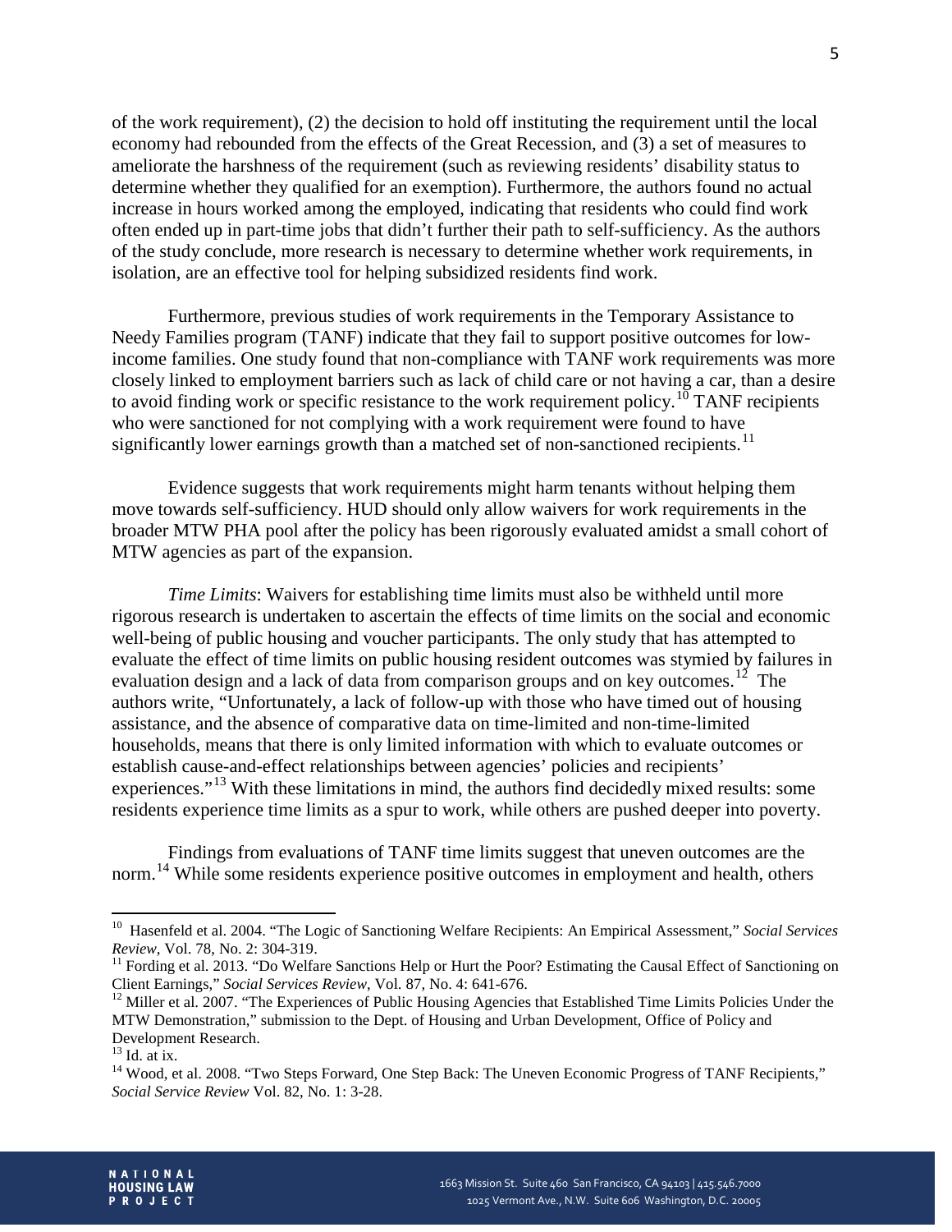of the work requirement), (2) the decision to hold off instituting the requirement until the local economy had rebounded from the effects of the Great Recession, and (3) a set of measures to ameliorate the harshness of the requirement (such as reviewing residents' disability status to determine whether they qualified for an exemption). Furthermore, the authors found no actual increase in hours worked among the employed, indicating that residents who could find work often ended up in part-time jobs that didn't further their path to self-sufficiency. As the authors of the study conclude, more research is necessary to determine whether work requirements, in isolation, are an effective tool for helping subsidized residents find work.

Furthermore, previous studies of work requirements in the Temporary Assistance to Needy Families program (TANF) indicate that they fail to support positive outcomes for low-income families. One study found that non-compliance with TANF work requirements was more closely linked to employment barriers such as lack of child care or not having a car, than a desire to avoid finding work or specific resistance to the work requirement policy.[10] TANF recipients who were sanctioned for not complying with a work requirement were found to have significantly lower earnings growth than a matched set of non-sanctioned recipients.[11]

Evidence suggests that work requirements might harm tenants without helping them move towards self-sufficiency. HUD should only allow waivers for work requirements in the broader MTW PHA pool after the policy has been rigorously evaluated amidst a small cohort of MTW agencies as part of the expansion.

*Time Limits*: Waivers for establishing time limits must also be withheld until more rigorous research is undertaken to ascertain the effects of time limits on the social and economic well-being of public housing and voucher participants. The only study that has attempted to evaluate the effect of time limits on public housing resident outcomes was stymied by failures in evaluation design and a lack of data from comparison groups and on key outcomes.[12] The authors write, "Unfortunately, a lack of follow-up with those who have timed out of housing assistance, and the absence of comparative data on time-limited and non-time-limited households, means that there is only limited information with which to evaluate outcomes or establish cause-and-effect relationships between agencies' policies and recipients' experiences."[13] With these limitations in mind, the authors find decidedly mixed results: some residents experience time limits as a spur to work, while others are pushed deeper into poverty.

Findings from evaluations of TANF time limits suggest that uneven outcomes are the norm.[14] While some residents experience positive outcomes in employment and health, others

---

[10] Hasenfeld et al. 2004. "The Logic of Sanctioning Welfare Recipients: An Empirical Assessment," *Social Services Review*, Vol. 78, No. 2: 304-319.

[11] Fording et al. 2013. "Do Welfare Sanctions Help or Hurt the Poor? Estimating the Causal Effect of Sanctioning on Client Earnings," *Social Services Review*, Vol. 87, No. 4: 641-676.

[12] Miller et al. 2007. "The Experiences of Public Housing Agencies that Established Time Limits Policies Under the MTW Demonstration," submission to the Dept. of Housing and Urban Development, Office of Policy and Development Research.

[13] Id. at ix.

[14] Wood, et al. 2008. "Two Steps Forward, One Step Back: The Uneven Economic Progress of TANF Recipients," *Social Service Review* Vol. 82, No. 1: 3-28.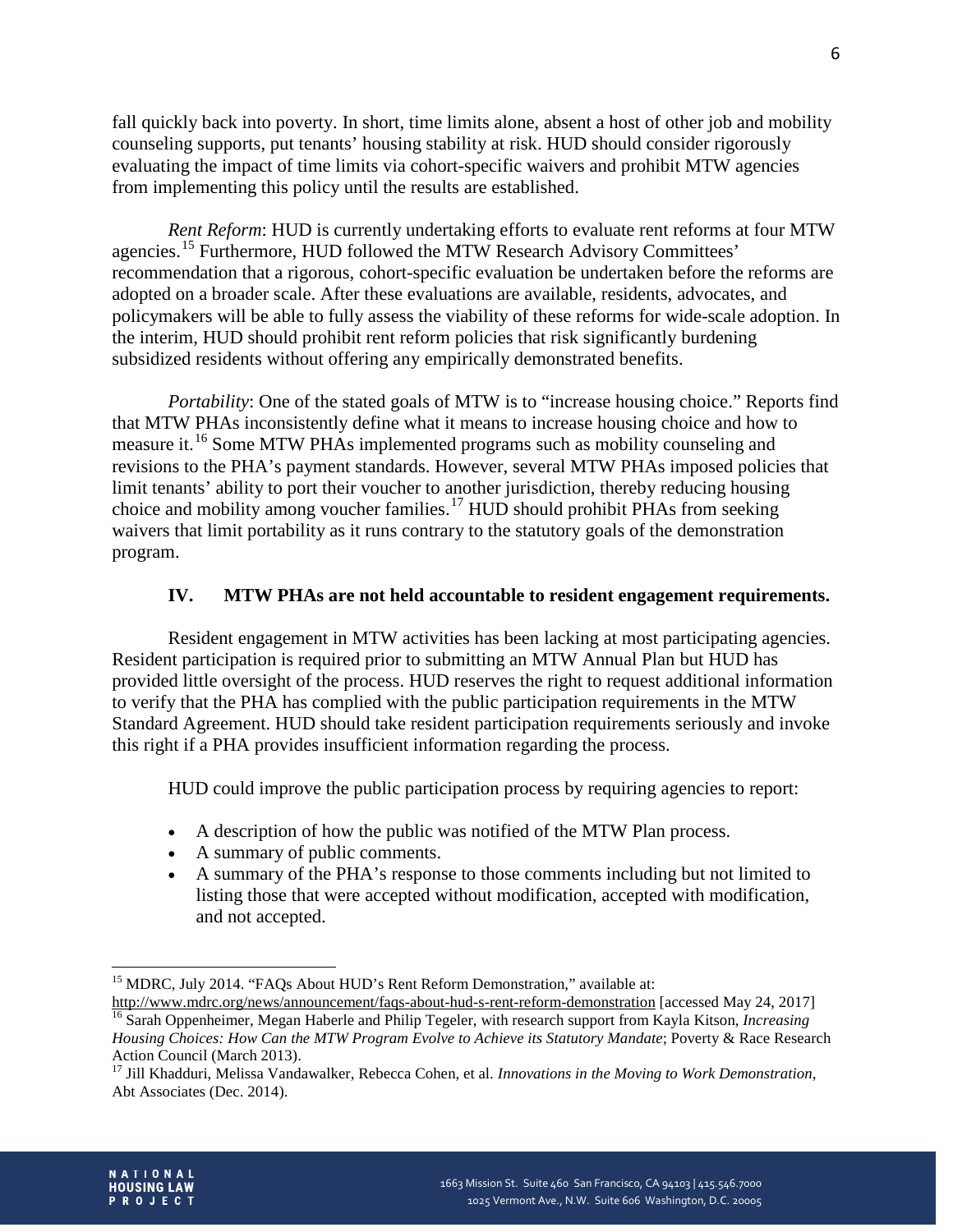fall quickly back into poverty. In short, time limits alone, absent a host of other job and mobility counseling supports, put tenants' housing stability at risk. HUD should consider rigorously evaluating the impact of time limits via cohort-specific waivers and prohibit MTW agencies from implementing this policy until the results are established.

*Rent Reform*: HUD is currently undertaking efforts to evaluate rent reforms at four MTW agencies.[15] Furthermore, HUD followed the MTW Research Advisory Committees' recommendation that a rigorous, cohort-specific evaluation be undertaken before the reforms are adopted on a broader scale. After these evaluations are available, residents, advocates, and policymakers will be able to fully assess the viability of these reforms for wide-scale adoption. In the interim, HUD should prohibit rent reform policies that risk significantly burdening subsidized residents without offering any empirically demonstrated benefits.

*Portability*: One of the stated goals of MTW is to "increase housing choice." Reports find that MTW PHAs inconsistently define what it means to increase housing choice and how to measure it.[16] Some MTW PHAs implemented programs such as mobility counseling and revisions to the PHA's payment standards. However, several MTW PHAs imposed policies that limit tenants' ability to port their voucher to another jurisdiction, thereby reducing housing choice and mobility among voucher families.[17] HUD should prohibit PHAs from seeking waivers that limit portability as it runs contrary to the statutory goals of the demonstration program.

## IV. MTW PHAs are not held accountable to resident engagement requirements.

Resident engagement in MTW activities has been lacking at most participating agencies. Resident participation is required prior to submitting an MTW Annual Plan but HUD has provided little oversight of the process. HUD reserves the right to request additional information to verify that the PHA has complied with the public participation requirements in the MTW Standard Agreement. HUD should take resident participation requirements seriously and invoke this right if a PHA provides insufficient information regarding the process.

HUD could improve the public participation process by requiring agencies to report:

- A description of how the public was notified of the MTW Plan process.
- A summary of public comments.
- A summary of the PHA's response to those comments including but not limited to listing those that were accepted without modification, accepted with modification, and not accepted.

---

[15] MDRC, July 2014. "FAQs About HUD's Rent Reform Demonstration," available at: http://www.mdrc.org/news/announcement/faqs-about-hud-s-rent-reform-demonstration [accessed May 24, 2017]

[16] Sarah Oppenheimer, Megan Haberle and Philip Tegeler, with research support from Kayla Kitson, *Increasing Housing Choices: How Can the MTW Program Evolve to Achieve its Statutory Mandate*; Poverty & Race Research Action Council (March 2013).

[17] Jill Khadduri, Melissa Vandawalker, Rebecca Cohen, et al. *Innovations in the Moving to Work Demonstration*, Abt Associates (Dec. 2014).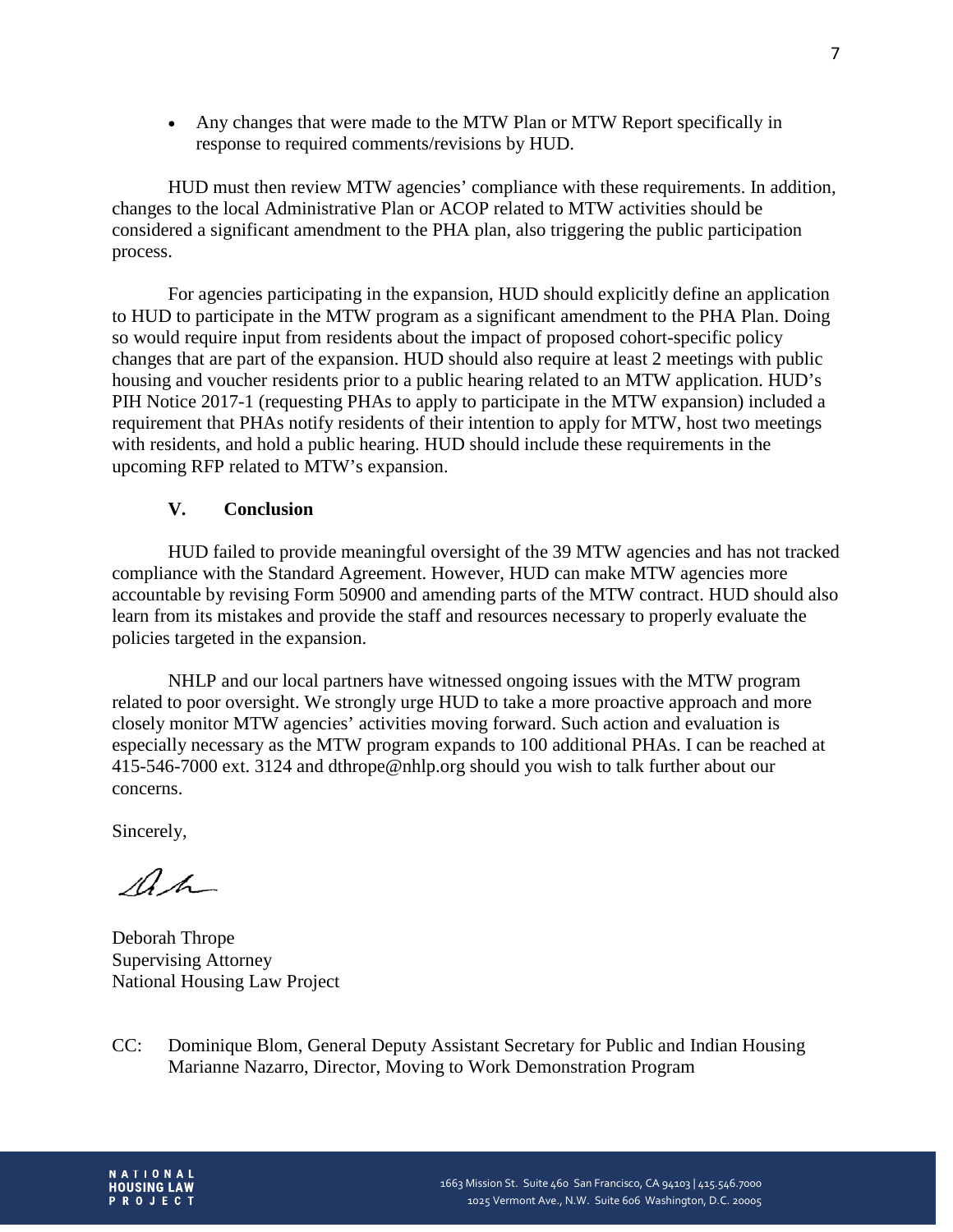- Any changes that were made to the MTW Plan or MTW Report specifically in response to required comments/revisions by HUD.

HUD must then review MTW agencies' compliance with these requirements. In addition, changes to the local Administrative Plan or ACOP related to MTW activities should be considered a significant amendment to the PHA plan, also triggering the public participation process.

For agencies participating in the expansion, HUD should explicitly define an application to HUD to participate in the MTW program as a significant amendment to the PHA Plan. Doing so would require input from residents about the impact of proposed cohort-specific policy changes that are part of the expansion. HUD should also require at least 2 meetings with public housing and voucher residents prior to a public hearing related to an MTW application. HUD's PIH Notice 2017-1 (requesting PHAs to apply to participate in the MTW expansion) included a requirement that PHAs notify residents of their intention to apply for MTW, host two meetings with residents, and hold a public hearing. HUD should include these requirements in the upcoming RFP related to MTW's expansion.

## V. Conclusion

HUD failed to provide meaningful oversight of the 39 MTW agencies and has not tracked compliance with the Standard Agreement. However, HUD can make MTW agencies more accountable by revising Form 50900 and amending parts of the MTW contract. HUD should also learn from its mistakes and provide the staff and resources necessary to properly evaluate the policies targeted in the expansion.

NHLP and our local partners have witnessed ongoing issues with the MTW program related to poor oversight. We strongly urge HUD to take a more proactive approach and more closely monitor MTW agencies' activities moving forward. Such action and evaluation is especially necessary as the MTW program expands to 100 additional PHAs. I can be reached at 415-546-7000 ext. 3124 and dthrope@nhlp.org should you wish to talk further about our concerns.

Sincerely,

Deborah Thrope
Supervising Attorney
National Housing Law Project

CC: Dominique Blom, General Deputy Assistant Secretary for Public and Indian Housing
Marianne Nazarro, Director, Moving to Work Demonstration Program